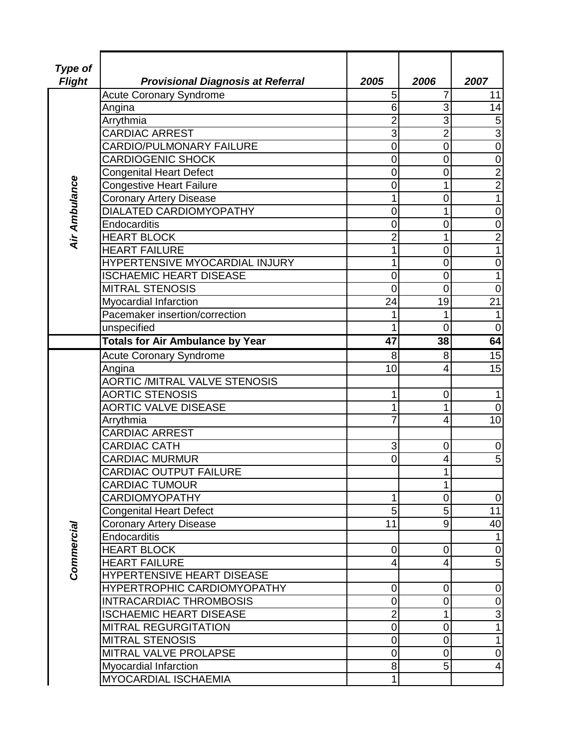| Type of Flight | Provisional Diagnosis at Referral | 2005 | 2006 | 2007 |
|---|---|---|---|---|
| Air Ambulance | Acute Coronary Syndrome | 5 | 7 | 11 |
| | Angina | 6 | 3 | 14 |
| | Arrythmia | 2 | 3 | 5 |
| | CARDIAC ARREST | 3 | 2 | 3 |
| | CARDIO/PULMONARY FAILURE | 0 | 0 | 0 |
| | CARDIOGENIC SHOCK | 0 | 0 | 0 |
| | Congenital Heart Defect | 0 | 0 | 2 |
| | Congestive Heart Failure | 0 | 1 | 2 |
| | Coronary Artery Disease | 1 | 0 | 1 |
| | DIALATED CARDIOMYOPATHY | 0 | 1 | 0 |
| | Endocarditis | 0 | 0 | 0 |
| | HEART BLOCK | 2 | 1 | 2 |
| | HEART FAILURE | 1 | 0 | 1 |
| | HYPERTENSIVE MYOCARDIAL INJURY | 1 | 0 | 0 |
| | ISCHAEMIC HEART DISEASE | 0 | 0 | 1 |
| | MITRAL STENOSIS | 0 | 0 | 0 |
| | Myocardial Infarction | 24 | 19 | 21 |
| | Pacemaker insertion/correction | 1 | 1 | 1 |
| | unspecified | 1 | 0 | 0 |
| | **Totals for Air Ambulance by Year** | **47** | **38** | **64** |
| Commercial | Acute Coronary Syndrome | 8 | 8 | 15 |
| | Angina | 10 | 4 | 15 |
| | AORTIC /MITRAL VALVE STENOSIS | | | |
| | AORTIC STENOSIS | 1 | 0 | 1 |
| | AORTIC VALVE DISEASE | 1 | 1 | 0 |
| | Arrythmia | 7 | 4 | 10 |
| | CARDIAC ARREST | | | |
| | CARDIAC CATH | 3 | 0 | 0 |
| | CARDIAC MURMUR | 0 | 4 | 5 |
| | CARDIAC OUTPUT FAILURE | | 1 | |
| | CARDIAC TUMOUR | | 1 | |
| | CARDIOMYOPATHY | 1 | 0 | 0 |
| | Congenital Heart Defect | 5 | 5 | 11 |
| | Coronary Artery Disease | 11 | 9 | 40 |
| | Endocarditis | | | 1 |
| | HEART BLOCK | 0 | 0 | 0 |
| | HEART FAILURE | 4 | 4 | 5 |
| | HYPERTENSIVE HEART DISEASE | | | |
| | HYPERTROPHIC CARDIOMYOPATHY | 0 | 0 | 0 |
| | INTRACARDIAC THROMBOSIS | 0 | 0 | 0 |
| | ISCHAEMIC HEART DISEASE | 2 | 1 | 3 |
| | MITRAL REGURGITATION | 0 | 0 | 1 |
| | MITRAL STENOSIS | 0 | 0 | 1 |
| | MITRAL VALVE PROLAPSE | 0 | 0 | 0 |
| | Myocardial Infarction | 8 | 5 | 4 |
| | MYOCARDIAL ISCHAEMIA | 1 | | |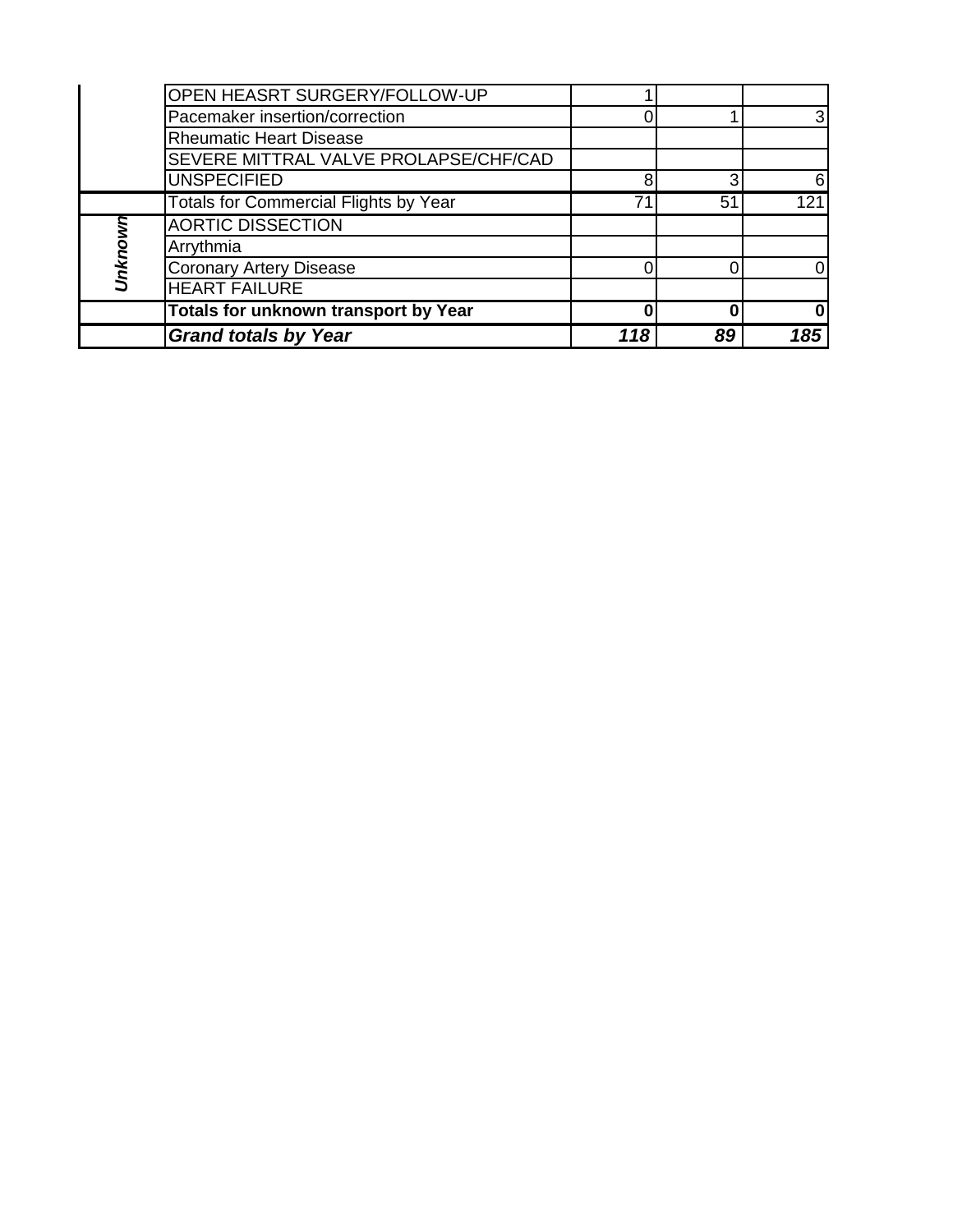| | | | | |
|---|---|---|---|---|
| | OPEN HEASRT SURGERY/FOLLOW-UP | 1 | | |
| | Pacemaker insertion/correction | 0 | 1 | 3 |
| | Rheumatic Heart Disease | | | |
| | SEVERE MITTRAL VALVE PROLAPSE/CHF/CAD | | | |
| | UNSPECIFIED | 8 | 3 | 6 |
| | Totals for Commercial Flights by Year | 71 | 51 | 121 |
| ***Unknown*** | AORTIC DISSECTION | | | |
| | Arrythmia | | | |
| | Coronary Artery Disease | 0 | 0 | 0 |
| | HEART FAILURE | | | |
| | **Totals for unknown transport by Year** | **0** | **0** | **0** |
| | ***Grand totals by Year*** | ***118*** | ***89*** | ***185*** |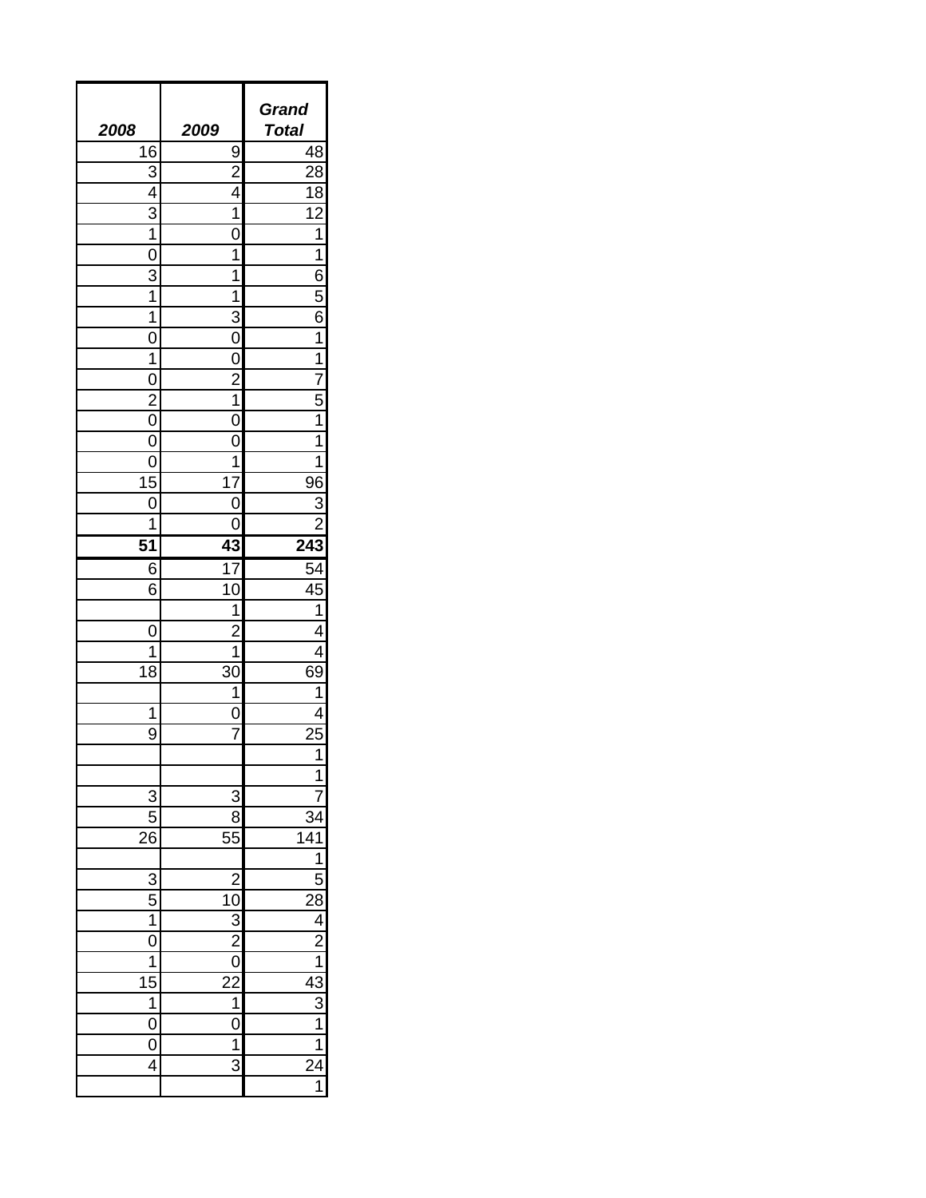| *2008* | *2009* | ***Grand Total*** |
|---|---|---|
| 16 | 9 | 48 |
| 3 | 2 | 28 |
| 4 | 4 | 18 |
| 3 | 1 | 12 |
| 1 | 0 | 1 |
| 0 | 1 | 1 |
| 3 | 1 | 6 |
| 1 | 1 | 5 |
| 1 | 3 | 6 |
| 0 | 0 | 1 |
| 1 | 0 | 1 |
| 0 | 2 | 7 |
| 2 | 1 | 5 |
| 0 | 0 | 1 |
| 0 | 0 | 1 |
| 0 | 1 | 1 |
| 15 | 17 | 96 |
| 0 | 0 | 3 |
| 1 | 0 | 2 |
| **51** | **43** | **243** |
| 6 | 17 | 54 |
| 6 | 10 | 45 |
| | 1 | 1 |
| 0 | 2 | 4 |
| 1 | 1 | 4 |
| 18 | 30 | 69 |
| | 1 | 1 |
| 1 | 0 | 4 |
| 9 | 7 | 25 |
| | | 1 |
| | | 1 |
| 3 | 3 | 7 |
| 5 | 8 | 34 |
| 26 | 55 | 141 |
| | | 1 |
| 3 | 2 | 5 |
| 5 | 10 | 28 |
| 1 | 3 | 4 |
| 0 | 2 | 2 |
| 1 | 0 | 1 |
| 15 | 22 | 43 |
| 1 | 1 | 3 |
| 0 | 0 | 1 |
| 0 | 1 | 1 |
| 4 | 3 | 24 |
| | | 1 |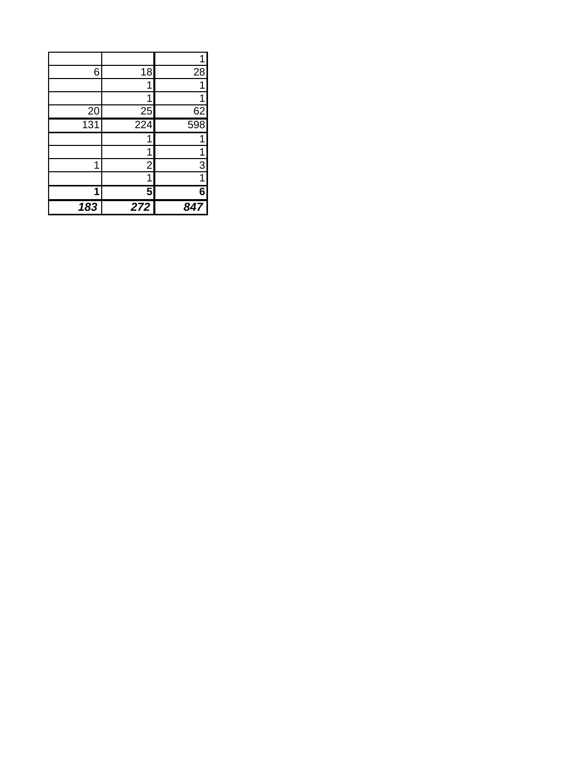| | | |
|---|---|---|
| | | 1 |
| 6 | 18 | 28 |
| | 1 | 1 |
| | 1 | 1 |
| 20 | 25 | 62 |
| 131 | 224 | 598 |
| | 1 | 1 |
| | 1 | 1 |
| 1 | 2 | 3 |
| | 1 | 1 |
| **1** | **5** | **6** |
| ***183*** | ***272*** | ***847*** |